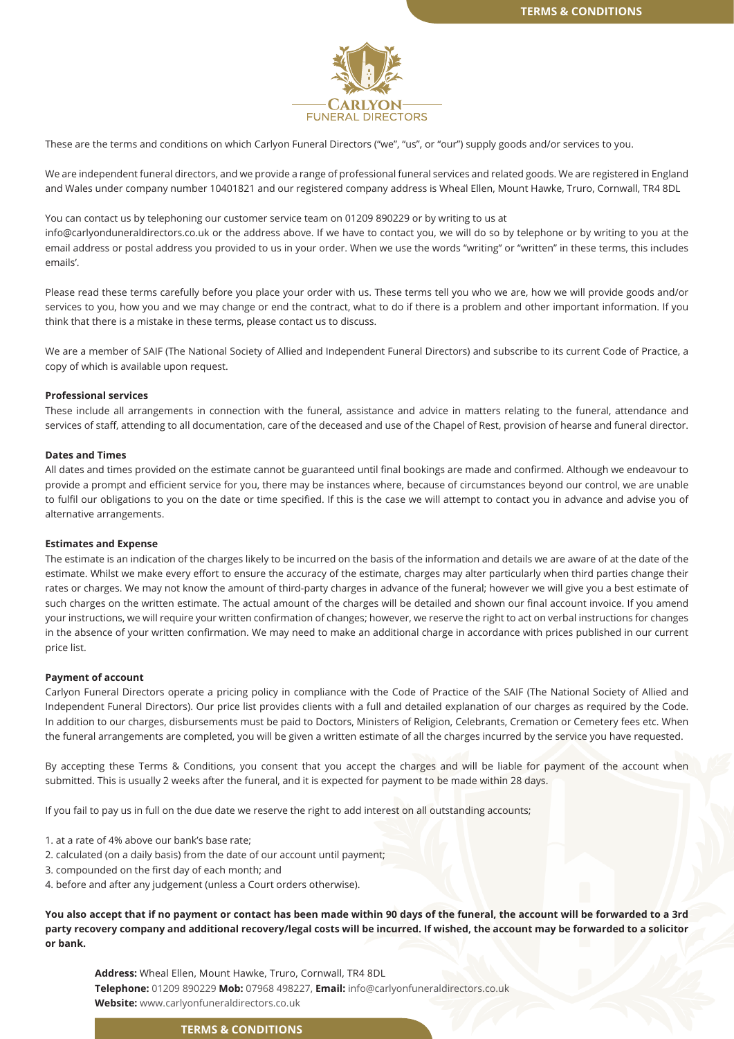These are the terms and conditions on which Carlyon Funeral Directors ("we", "us", or "our") supply goods and/or services to you.

We are independent funeral directors, and we provide a range of professional funeral services and related goods. We are registered in England and Wales under company number 10401821 and our registered company address is Wheal Ellen, Mount Hawke, Truro, Cornwall, TR4 8DL

You can contact us by telephoning our customer service team on 01209 890229 or by writing to us at info@carlyonduneraldirectors.co.uk or the address above. If we have to contact you, we will do so by telephone or by writing to you at the email address or postal address you provided to us in your order. When we use the words "writing" or "written" in these terms, this includes emails'.

Please read these terms carefully before you place your order with us. These terms tell you who we are, how we will provide goods and/or services to you, how you and we may change or end the contract, what to do if there is a problem and other important information. If you think that there is a mistake in these terms, please contact us to discuss.

We are a member of SAIF (The National Society of Allied and Independent Funeral Directors) and subscribe to its current Code of Practice, a copy of which is available upon request.

**Professional services**

These include all arrangements in connection with the funeral, assistance and advice in matters relating to the funeral, attendance and services of staff, attending to all documentation, care of the deceased and use of the Chapel of Rest, provision of hearse and funeral director.

**Dates and Times**

All dates and times provided on the estimate cannot be guaranteed until final bookings are made and confirmed. Although we endeavour to provide a prompt and efficient service for you, there may be instances where, because of circumstances beyond our control, we are unable to fulfil our obligations to you on the date or time specified. If this is the case we will attempt to contact you in advance and advise you of alternative arrangements.

**Estimates and Expense**

The estimate is an indication of the charges likely to be incurred on the basis of the information and details we are aware of at the date of the estimate. Whilst we make every effort to ensure the accuracy of the estimate, charges may alter particularly when third parties change their rates or charges. We may not know the amount of third-party charges in advance of the funeral; however we will give you a best estimate of such charges on the written estimate. The actual amount of the charges will be detailed and shown our final account invoice. If you amend your instructions, we will require your written confirmation of changes; however, we reserve the right to act on verbal instructions for changes in the absence of your written confirmation. We may need to make an additional charge in accordance with prices published in our current price list.

**Payment of account**

Carlyon Funeral Directors operate a pricing policy in compliance with the Code of Practice of the SAIF (The National Society of Allied and Independent Funeral Directors). Our price list provides clients with a full and detailed explanation of our charges as required by the Code. In addition to our charges, disbursements must be paid to Doctors, Ministers of Religion, Celebrants, Cremation or Cemetery fees etc. When the funeral arrangements are completed, you will be given a written estimate of all the charges incurred by the service you have requested.

By accepting these Terms & Conditions, you consent that you accept the charges and will be liable for payment of the account when submitted. This is usually 2 weeks after the funeral, and it is expected for payment to be made within 28 days.

If you fail to pay us in full on the due date we reserve the right to add interest on all outstanding accounts;

1. at a rate of 4% above our bank's base rate;
2. calculated (on a daily basis) from the date of our account until payment;
3. compounded on the first day of each month; and
4. before and after any judgement (unless a Court orders otherwise).

**You also accept that if no payment or contact has been made within 90 days of the funeral, the account will be forwarded to a 3rd party recovery company and additional recovery/legal costs will be incurred. If wished, the account may be forwarded to a solicitor or bank.**

**Address:** Wheal Ellen, Mount Hawke, Truro, Cornwall, TR4 8DL
**Telephone:** 01209 890229 **Mob:** 07968 498227, **Email:** info@carlyonfuneraldirectors.co.uk
**Website:** www.carlyonfuneraldirectors.co.uk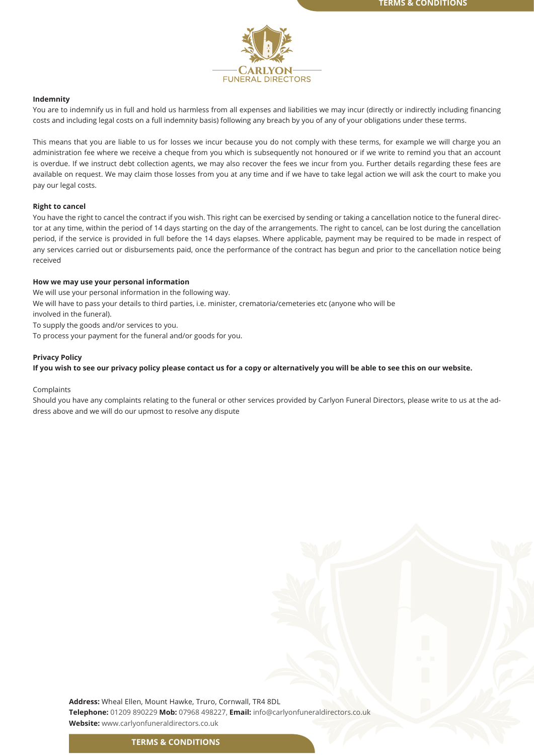**Indemnity**

You are to indemnify us in full and hold us harmless from all expenses and liabilities we may incur (directly or indirectly including financing costs and including legal costs on a full indemnity basis) following any breach by you of any of your obligations under these terms.

This means that you are liable to us for losses we incur because you do not comply with these terms, for example we will charge you an administration fee where we receive a cheque from you which is subsequently not honoured or if we write to remind you that an account is overdue. If we instruct debt collection agents, we may also recover the fees we incur from you. Further details regarding these fees are available on request. We may claim those losses from you at any time and if we have to take legal action we will ask the court to make you pay our legal costs.

**Right to cancel**

You have the right to cancel the contract if you wish. This right can be exercised by sending or taking a cancellation notice to the funeral director at any time, within the period of 14 days starting on the day of the arrangements. The right to cancel, can be lost during the cancellation period, if the service is provided in full before the 14 days elapses. Where applicable, payment may be required to be made in respect of any services carried out or disbursements paid, once the performance of the contract has begun and prior to the cancellation notice being received

**How we may use your personal information**

We will use your personal information in the following way.
We will have to pass your details to third parties, i.e. minister, crematoria/cemeteries etc (anyone who will be involved in the funeral).
To supply the goods and/or services to you.
To process your payment for the funeral and/or goods for you.

**Privacy Policy**

**If you wish to see our privacy policy please contact us for a copy or alternatively you will be able to see this on our website.**

Complaints

Should you have any complaints relating to the funeral or other services provided by Carlyon Funeral Directors, please write to us at the address above and we will do our upmost to resolve any dispute

**Address:** Wheal Ellen, Mount Hawke, Truro, Cornwall, TR4 8DL
**Telephone:** 01209 890229 **Mob:** 07968 498227, **Email:** info@carlyonfuneraldirectors.co.uk
**Website:** www.carlyonfuneraldirectors.co.uk